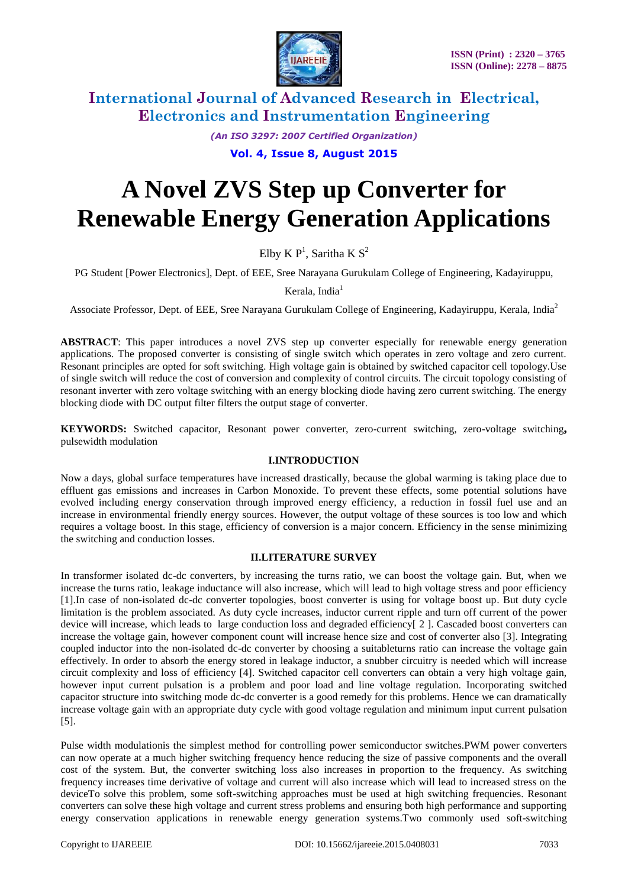# A Novel ZVS Step up Converter for Renewable Energy Generation Applications

Elby K P[1], Saritha K S[2]

PG Student [Power Electronics], Dept. of EEE, Sree Narayana Gurukulam College of Engineering, Kadayiruppu, Kerala, India[1]

Associate Professor, Dept. of EEE, Sree Narayana Gurukulam College of Engineering, Kadayiruppu, Kerala, India[2]

**ABSTRACT**: This paper introduces a novel ZVS step up converter especially for renewable energy generation applications. The proposed converter is consisting of single switch which operates in zero voltage and zero current. Resonant principles are opted for soft switching. High voltage gain is obtained by switched capacitor cell topology.Use of single switch will reduce the cost of conversion and complexity of control circuits. The circuit topology consisting of resonant inverter with zero voltage switching with an energy blocking diode having zero current switching. The energy blocking diode with DC output filter filters the output stage of converter.

**KEYWORDS:** Switched capacitor, Resonant power converter, zero-current switching, zero-voltage switching**,** pulsewidth modulation

## I.INTRODUCTION

Now a days, global surface temperatures have increased drastically, because the global warming is taking place due to effluent gas emissions and increases in Carbon Monoxide. To prevent these effects, some potential solutions have evolved including energy conservation through improved energy efficiency, a reduction in fossil fuel use and an increase in environmental friendly energy sources. However, the output voltage of these sources is too low and which requires a voltage boost. In this stage, efficiency of conversion is a major concern. Efficiency in the sense minimizing the switching and conduction losses.

## II.LITERATURE SURVEY

In transformer isolated dc-dc converters, by increasing the turns ratio, we can boost the voltage gain. But, when we increase the turns ratio, leakage inductance will also increase, which will lead to high voltage stress and poor efficiency [1].In case of non-isolated dc-dc converter topologies, boost converter is using for voltage boost up. But duty cycle limitation is the problem associated. As duty cycle increases, inductor current ripple and turn off current of the power device will increase, which leads to large conduction loss and degraded efficiency[ 2 ]. Cascaded boost converters can increase the voltage gain, however component count will increase hence size and cost of converter also [3]. Integrating coupled inductor into the non-isolated dc-dc converter by choosing a suitableturns ratio can increase the voltage gain effectively. In order to absorb the energy stored in leakage inductor, a snubber circuitry is needed which will increase circuit complexity and loss of efficiency [4]. Switched capacitor cell converters can obtain a very high voltage gain, however input current pulsation is a problem and poor load and line voltage regulation. Incorporating switched capacitor structure into switching mode dc-dc converter is a good remedy for this problems. Hence we can dramatically increase voltage gain with an appropriate duty cycle with good voltage regulation and minimum input current pulsation [5].

Pulse width modulationis the simplest method for controlling power semiconductor switches.PWM power converters can now operate at a much higher switching frequency hence reducing the size of passive components and the overall cost of the system. But, the converter switching loss also increases in proportion to the frequency. As switching frequency increases time derivative of voltage and current will also increase which will lead to increased stress on the deviceTo solve this problem, some soft-switching approaches must be used at high switching frequencies. Resonant converters can solve these high voltage and current stress problems and ensuring both high performance and supporting energy conservation applications in renewable energy generation systems.Two commonly used soft-switching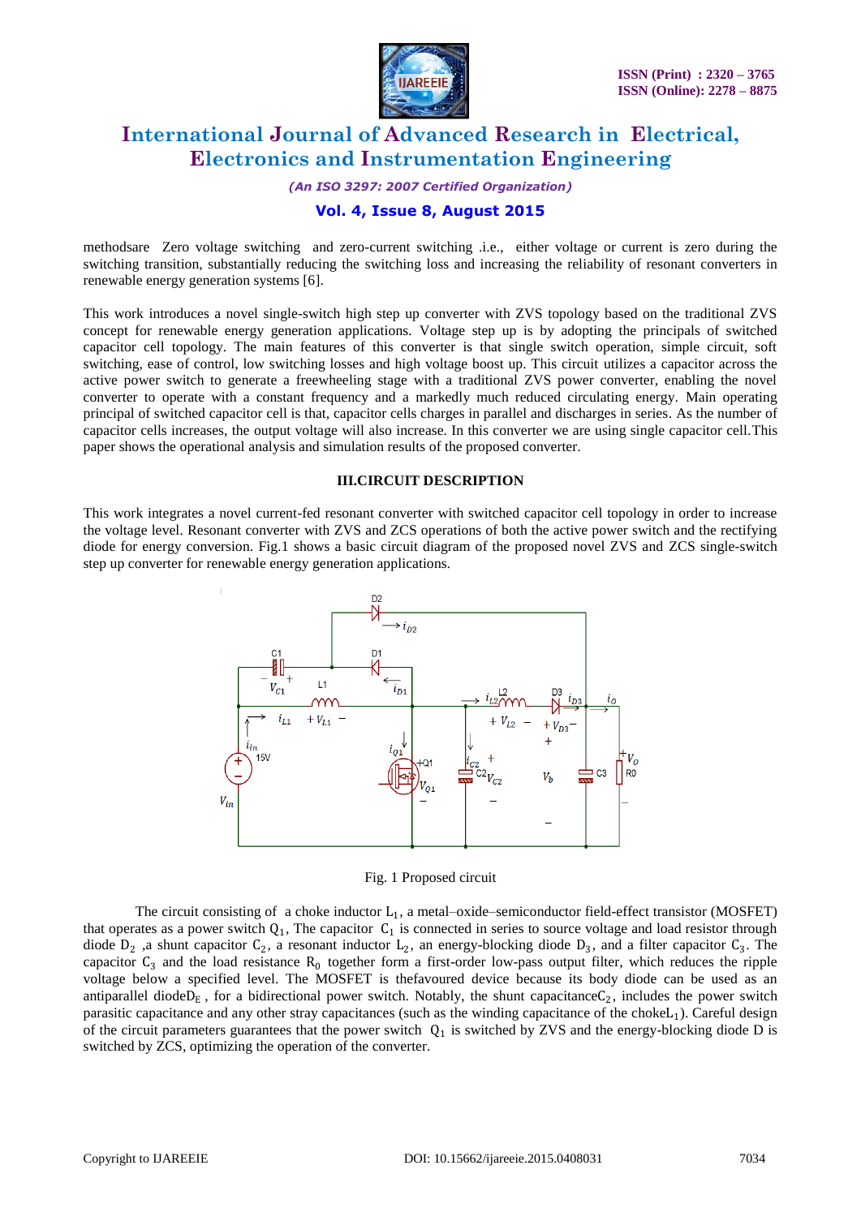methodsare Zero voltage switching and zero-current switching .i.e., either voltage or current is zero during the switching transition, substantially reducing the switching loss and increasing the reliability of resonant converters in renewable energy generation systems [6].

This work introduces a novel single-switch high step up converter with ZVS topology based on the traditional ZVS concept for renewable energy generation applications. Voltage step up is by adopting the principals of switched capacitor cell topology. The main features of this converter is that single switch operation, simple circuit, soft switching, ease of control, low switching losses and high voltage boost up. This circuit utilizes a capacitor across the active power switch to generate a freewheeling stage with a traditional ZVS power converter, enabling the novel converter to operate with a constant frequency and a markedly much reduced circulating energy. Main operating principal of switched capacitor cell is that, capacitor cells charges in parallel and discharges in series. As the number of capacitor cells increases, the output voltage will also increase. In this converter we are using single capacitor cell.This paper shows the operational analysis and simulation results of the proposed converter.

## III.CIRCUIT DESCRIPTION

This work integrates a novel current-fed resonant converter with switched capacitor cell topology in order to increase the voltage level. Resonant converter with ZVS and ZCS operations of both the active power switch and the rectifying diode for energy conversion. Fig.1 shows a basic circuit diagram of the proposed novel ZVS and ZCS single-switch step up converter for renewable energy generation applications.

Fig. 1 Proposed circuit

The circuit consisting of a choke inductor $L_1$, a metal–oxide–semiconductor field-effect transistor (MOSFET) that operates as a power switch $Q_1$, The capacitor $C_1$ is connected in series to source voltage and load resistor through diode $D_2$ ,a shunt capacitor $C_2$, a resonant inductor $L_2$, an energy-blocking diode $D_3$, and a filter capacitor $C_3$. The capacitor $C_3$ and the load resistance $R_0$ together form a first-order low-pass output filter, which reduces the ripple voltage below a specified level. The MOSFET is thefavoured device because its body diode can be used as an antiparallel diode$D_E$ , for a bidirectional power switch. Notably, the shunt capacitance$C_2$, includes the power switch parasitic capacitance and any other stray capacitances (such as the winding capacitance of the choke$L_1$). Careful design of the circuit parameters guarantees that the power switch $Q_1$ is switched by ZVS and the energy-blocking diode D is switched by ZCS, optimizing the operation of the converter.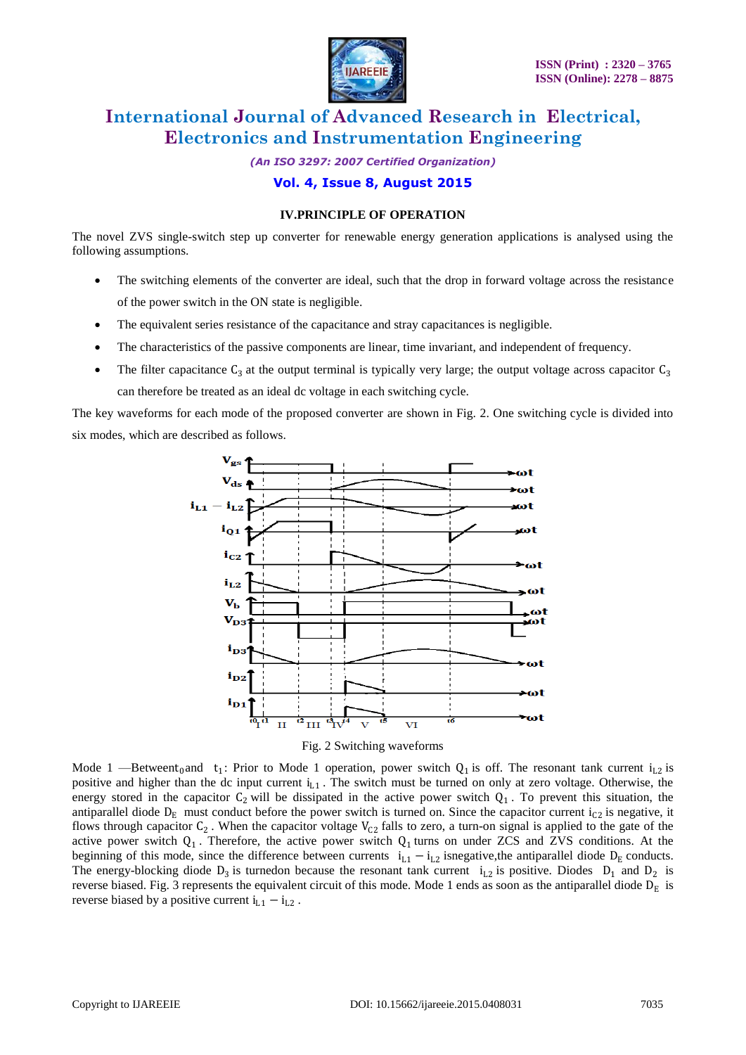### IV.PRINCIPLE OF OPERATION

The novel ZVS single-switch step up converter for renewable energy generation applications is analysed using the following assumptions.

- The switching elements of the converter are ideal, such that the drop in forward voltage across the resistance of the power switch in the ON state is negligible.
- The equivalent series resistance of the capacitance and stray capacitances is negligible.
- The characteristics of the passive components are linear, time invariant, and independent of frequency.
- The filter capacitance $C_3$ at the output terminal is typically very large; the output voltage across capacitor $C_3$ can therefore be treated as an ideal dc voltage in each switching cycle.

The key waveforms for each mode of the proposed converter are shown in Fig. 2. One switching cycle is divided into six modes, which are described as follows.

Fig. 2 Switching waveforms

Mode 1 —Between $t_0$ and $t_1$: Prior to Mode 1 operation, power switch $Q_1$ is off. The resonant tank current $i_{L2}$ is positive and higher than the dc input current $i_{L1}$. The switch must be turned on only at zero voltage. Otherwise, the energy stored in the capacitor $C_2$ will be dissipated in the active power switch $Q_1$. To prevent this situation, the antiparallel diode $D_E$ must conduct before the power switch is turned on. Since the capacitor current $i_{C2}$ is negative, it flows through capacitor $C_2$. When the capacitor voltage $V_{C2}$ falls to zero, a turn-on signal is applied to the gate of the active power switch $Q_1$. Therefore, the active power switch $Q_1$ turns on under ZCS and ZVS conditions. At the beginning of this mode, since the difference between currents $i_{L1} - i_{L2}$ isnegative,the antiparallel diode $D_E$ conducts. The energy-blocking diode $D_3$ is turnedon because the resonant tank current $i_{L2}$ is positive. Diodes $D_1$ and $D_2$ is reverse biased. Fig. 3 represents the equivalent circuit of this mode. Mode 1 ends as soon as the antiparallel diode $D_E$ is reverse biased by a positive current $i_{L1} - i_{L2}$ .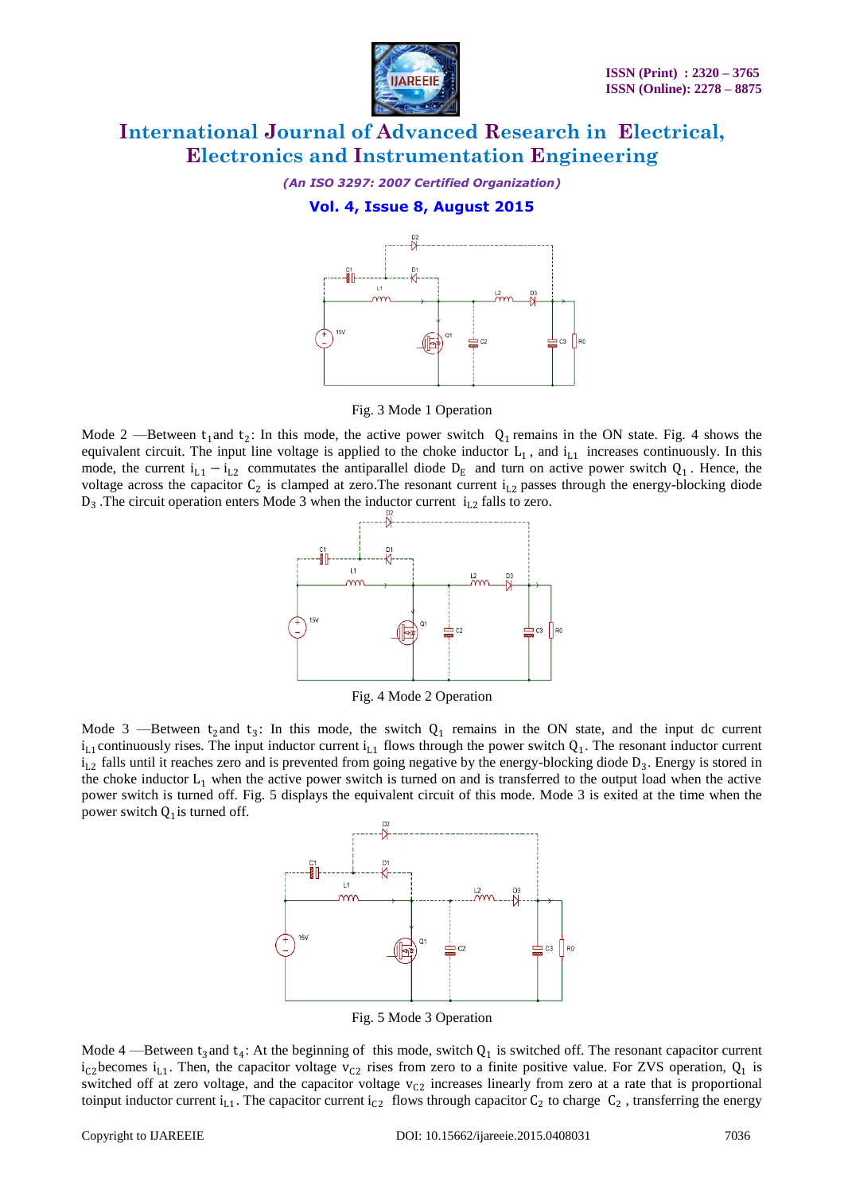Fig. 3 Mode 1 Operation

Mode 2 —Between $t_1$and $t_2$: In this mode, the active power switch $Q_1$ remains in the ON state. Fig. 4 shows the equivalent circuit. The input line voltage is applied to the choke inductor $L_1$, and $i_{L1}$ increases continuously. In this mode, the current $i_{L1} - i_{L2}$ commutates the antiparallel diode $D_E$ and turn on active power switch $Q_1$. Hence, the voltage across the capacitor $C_2$ is clamped at zero.The resonant current $i_{L2}$ passes through the energy-blocking diode $D_3$ .The circuit operation enters Mode 3 when the inductor current $i_{L2}$ falls to zero.

Fig. 4 Mode 2 Operation

Mode 3 —Between $t_2$and $t_3$: In this mode, the switch $Q_1$ remains in the ON state, and the input dc current $i_{L1}$continuously rises. The input inductor current $i_{L1}$ flows through the power switch $Q_1$. The resonant inductor current $i_{L2}$ falls until it reaches zero and is prevented from going negative by the energy-blocking diode $D_3$. Energy is stored in the choke inductor $L_1$ when the active power switch is turned on and is transferred to the output load when the active power switch is turned off. Fig. 5 displays the equivalent circuit of this mode. Mode 3 is exited at the time when the power switch $Q_1$is turned off.

Fig. 5 Mode 3 Operation

Mode 4 —Between $t_3$and $t_4$: At the beginning of this mode, switch $Q_1$ is switched off. The resonant capacitor current $i_{C2}$becomes $i_{L1}$. Then, the capacitor voltage $v_{C2}$ rises from zero to a finite positive value. For ZVS operation, $Q_1$ is switched off at zero voltage, and the capacitor voltage $v_{C2}$ increases linearly from zero at a rate that is proportional toinput inductor current $i_{L1}$. The capacitor current $i_{C2}$ flows through capacitor $C_2$ to charge $C_2$ , transferring the energy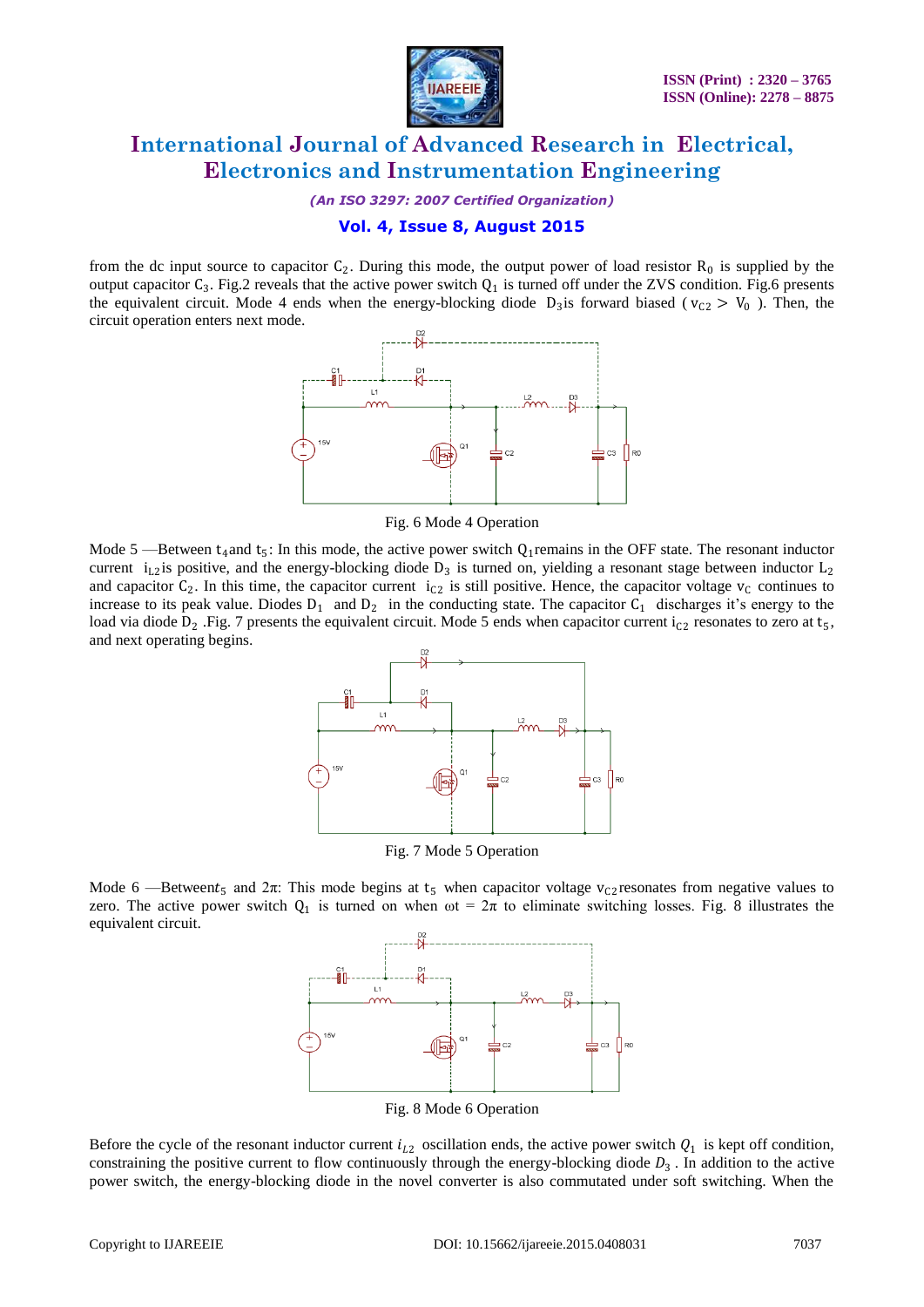from the dc input source to capacitor $C_2$. During this mode, the output power of load resistor $R_0$ is supplied by the output capacitor $C_3$. Fig.2 reveals that the active power switch $Q_1$ is turned off under the ZVS condition. Fig.6 presents the equivalent circuit. Mode 4 ends when the energy-blocking diode $D_3$ is forward biased ($v_{C2} > V_0$). Then, the circuit operation enters next mode.

Fig. 6 Mode 4 Operation

Mode 5 —Between $t_4$ and $t_5$: In this mode, the active power switch $Q_1$ remains in the OFF state. The resonant inductor current $i_{L2}$ is positive, and the energy-blocking diode $D_3$ is turned on, yielding a resonant stage between inductor $L_2$ and capacitor $C_2$. In this time, the capacitor current $i_{C2}$ is still positive. Hence, the capacitor voltage $v_C$ continues to increase to its peak value. Diodes $D_1$ and $D_2$ in the conducting state. The capacitor $C_1$ discharges it's energy to the load via diode $D_2$. Fig. 7 presents the equivalent circuit. Mode 5 ends when capacitor current $i_{C2}$ resonates to zero at $t_5$, and next operating begins.

Fig. 7 Mode 5 Operation

Mode 6 —Between $t_5$ and $2\pi$: This mode begins at $t_5$ when capacitor voltage $v_{C2}$ resonates from negative values to zero. The active power switch $Q_1$ is turned on when $\omega t = 2\pi$ to eliminate switching losses. Fig. 8 illustrates the equivalent circuit.

Fig. 8 Mode 6 Operation

Before the cycle of the resonant inductor current $i_{L2}$ oscillation ends, the active power switch $Q_1$ is kept off condition, constraining the positive current to flow continuously through the energy-blocking diode $D_3$. In addition to the active power switch, the energy-blocking diode in the novel converter is also commutated under soft switching. When the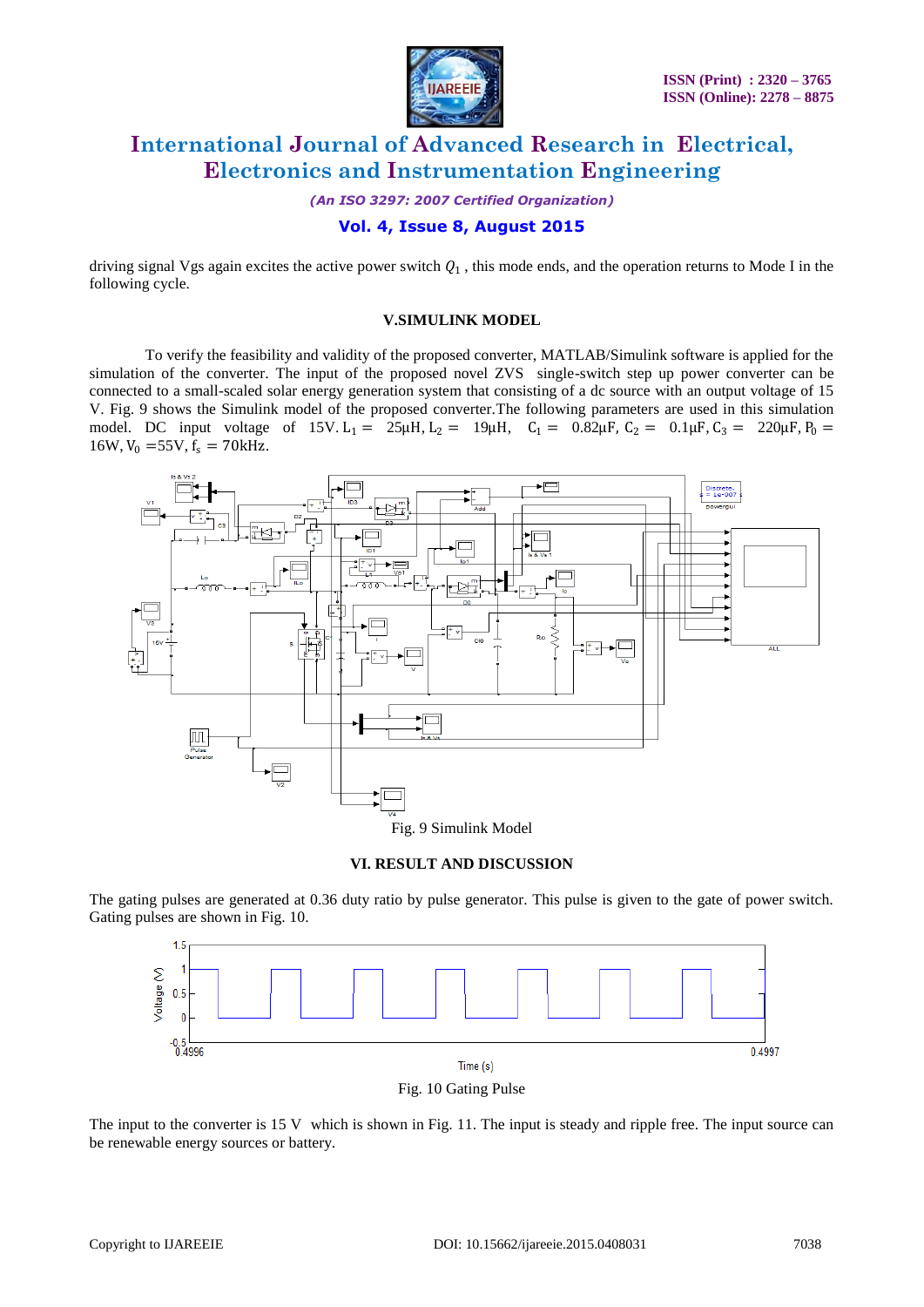driving signal Vgs again excites the active power switch $Q_1$ , this mode ends, and the operation returns to Mode I in the following cycle.

### V.SIMULINK MODEL

To verify the feasibility and validity of the proposed converter, MATLAB/Simulink software is applied for the simulation of the converter. The input of the proposed novel ZVS single-switch step up power converter can be connected to a small-scaled solar energy generation system that consisting of a dc source with an output voltage of 15 V. Fig. 9 shows the Simulink model of the proposed converter.The following parameters are used in this simulation model. DC input voltage of 15V. $L_1 = 25\mu H$, $L_2 = 19\mu H$, $C_1 = 0.82\mu F$, $C_2 = 0.1\mu F$, $C_3 = 220\mu F$, $P_0 = 16W$, $V_0 = 55V$, $f_s = 70kHz$.

Fig. 9 Simulink Model

### VI. RESULT AND DISCUSSION

The gating pulses are generated at 0.36 duty ratio by pulse generator. This pulse is given to the gate of power switch. Gating pulses are shown in Fig. 10.

Fig. 10 Gating Pulse

The input to the converter is 15 V which is shown in Fig. 11. The input is steady and ripple free. The input source can be renewable energy sources or battery.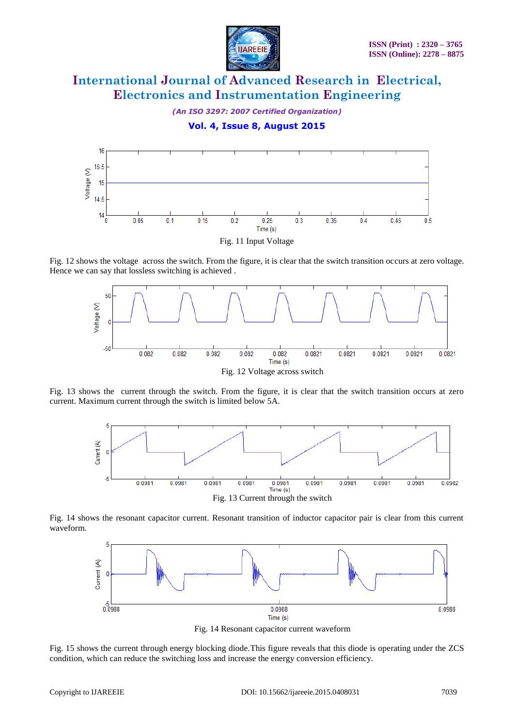Fig. 11 Input Voltage

Fig. 12 shows the voltage across the switch. From the figure, it is clear that the switch transition occurs at zero voltage. Hence we can say that lossless switching is achieved .

Fig. 12 Voltage across switch

Fig. 13 shows the current through the switch. From the figure, it is clear that the switch transition occurs at zero current. Maximum current through the switch is limited below 5A.

Fig. 13 Current through the switch

Fig. 14 shows the resonant capacitor current. Resonant transition of inductor capacitor pair is clear from this current waveform.

Fig. 14 Resonant capacitor current waveform

Fig. 15 shows the current through energy blocking diode.This figure reveals that this diode is operating under the ZCS condition, which can reduce the switching loss and increase the energy conversion efficiency.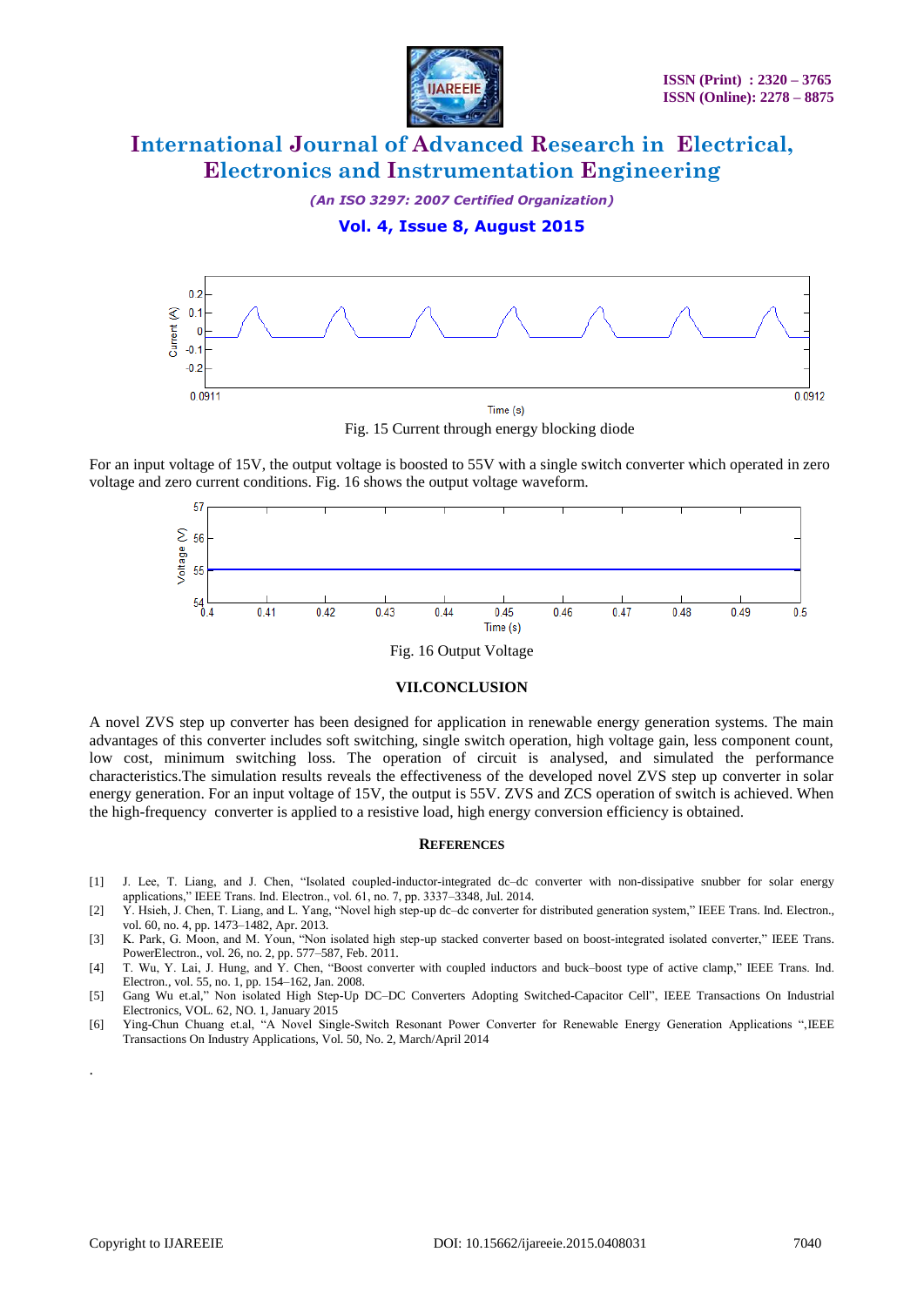0.2
0.1
0
-0.1
-0.2

Current (A)

0.0911
0.0912

Time (s)

Fig. 15 Current through energy blocking diode

For an input voltage of 15V, the output voltage is boosted to 55V with a single switch converter which operated in zero voltage and zero current conditions. Fig. 16 shows the output voltage waveform.

57
56
55
54

Voltage (V)

0.4 0.41 0.42 0.43 0.44 0.45 0.46 0.47 0.48 0.49 0.5

Time (s)

Fig. 16 Output Voltage

## VII.CONCLUSION

A novel ZVS step up converter has been designed for application in renewable energy generation systems. The main advantages of this converter includes soft switching, single switch operation, high voltage gain, less component count, low cost, minimum switching loss. The operation of circuit is analysed, and simulated the performance characteristics.The simulation results reveals the effectiveness of the developed novel ZVS step up converter in solar energy generation. For an input voltage of 15V, the output is 55V. ZVS and ZCS operation of switch is achieved. When the high-frequency converter is applied to a resistive load, high energy conversion efficiency is obtained.

## REFERENCES

[1] J. Lee, T. Liang, and J. Chen, "Isolated coupled-inductor-integrated dc–dc converter with non-dissipative snubber for solar energy applications," IEEE Trans. Ind. Electron., vol. 61, no. 7, pp. 3337–3348, Jul. 2014.

[2] Y. Hsieh, J. Chen, T. Liang, and L. Yang, "Novel high step-up dc–dc converter for distributed generation system," IEEE Trans. Ind. Electron., vol. 60, no. 4, pp. 1473–1482, Apr. 2013.

[3] K. Park, G. Moon, and M. Youn, "Non isolated high step-up stacked converter based on boost-integrated isolated converter," IEEE Trans. PowerElectron., vol. 26, no. 2, pp. 577–587, Feb. 2011.

[4] T. Wu, Y. Lai, J. Hung, and Y. Chen, "Boost converter with coupled inductors and buck–boost type of active clamp," IEEE Trans. Ind. Electron., vol. 55, no. 1, pp. 154–162, Jan. 2008.

[5] Gang Wu et.al," Non isolated High Step-Up DC–DC Converters Adopting Switched-Capacitor Cell", IEEE Transactions On Industrial Electronics, VOL. 62, NO. 1, January 2015

[6] Ying-Chun Chuang et.al, "A Novel Single-Switch Resonant Power Converter for Renewable Energy Generation Applications ",IEEE Transactions On Industry Applications, Vol. 50, No. 2, March/April 2014

.